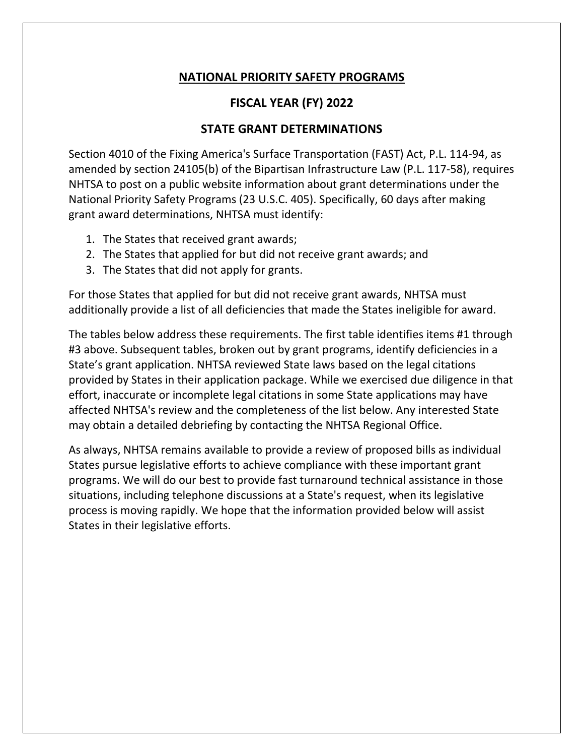# NATIONAL PRIORITY SAFETY PROGRAMS

## FISCAL YEAR (FY) 2022

## STATE GRANT DETERMINATIONS

Section 4010 of the Fixing America's Surface Transportation (FAST) Act, P.L. 114-94, as amended by section 24105(b) of the Bipartisan Infrastructure Law (P.L. 117-58), requires NHTSA to post on a public website information about grant determinations under the National Priority Safety Programs (23 U.S.C. 405). Specifically, 60 days after making grant award determinations, NHTSA must identify:

1. The States that received grant awards;
2. The States that applied for but did not receive grant awards; and
3. The States that did not apply for grants.

For those States that applied for but did not receive grant awards, NHTSA must additionally provide a list of all deficiencies that made the States ineligible for award.

The tables below address these requirements. The first table identifies items #1 through #3 above. Subsequent tables, broken out by grant programs, identify deficiencies in a State's grant application. NHTSA reviewed State laws based on the legal citations provided by States in their application package. While we exercised due diligence in that effort, inaccurate or incomplete legal citations in some State applications may have affected NHTSA's review and the completeness of the list below. Any interested State may obtain a detailed debriefing by contacting the NHTSA Regional Office.

As always, NHTSA remains available to provide a review of proposed bills as individual States pursue legislative efforts to achieve compliance with these important grant programs. We will do our best to provide fast turnaround technical assistance in those situations, including telephone discussions at a State's request, when its legislative process is moving rapidly. We hope that the information provided below will assist States in their legislative efforts.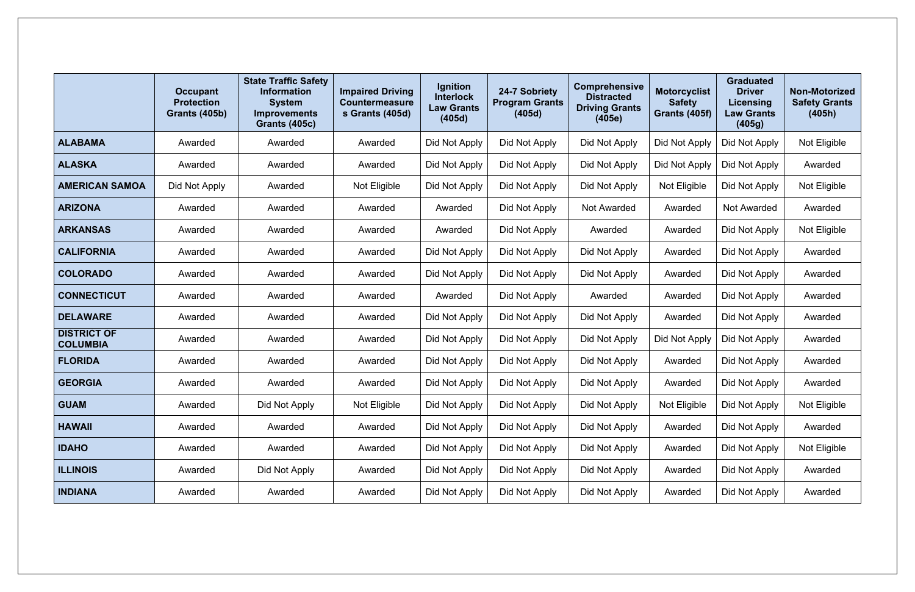| | Occupant Protection Grants (405b) | State Traffic Safety Information System Improvements Grants (405c) | Impaired Driving Countermeasures Grants (405d) | Ignition Interlock Law Grants (405d) | 24-7 Sobriety Program Grants (405d) | Comprehensive Distracted Driving Grants (405e) | Motorcyclist Safety Grants (405f) | Graduated Driver Licensing Law Grants (405g) | Non-Motorized Safety Grants (405h) |
|---|---|---|---|---|---|---|---|---|---|
| **ALABAMA** | Awarded | Awarded | Awarded | Did Not Apply | Did Not Apply | Did Not Apply | Did Not Apply | Did Not Apply | Not Eligible |
| **ALASKA** | Awarded | Awarded | Awarded | Did Not Apply | Did Not Apply | Did Not Apply | Did Not Apply | Did Not Apply | Awarded |
| **AMERICAN SAMOA** | Did Not Apply | Awarded | Not Eligible | Did Not Apply | Did Not Apply | Did Not Apply | Not Eligible | Did Not Apply | Not Eligible |
| **ARIZONA** | Awarded | Awarded | Awarded | Awarded | Did Not Apply | Not Awarded | Awarded | Not Awarded | Awarded |
| **ARKANSAS** | Awarded | Awarded | Awarded | Awarded | Did Not Apply | Awarded | Awarded | Did Not Apply | Not Eligible |
| **CALIFORNIA** | Awarded | Awarded | Awarded | Did Not Apply | Did Not Apply | Did Not Apply | Awarded | Did Not Apply | Awarded |
| **COLORADO** | Awarded | Awarded | Awarded | Did Not Apply | Did Not Apply | Did Not Apply | Awarded | Did Not Apply | Awarded |
| **CONNECTICUT** | Awarded | Awarded | Awarded | Awarded | Did Not Apply | Awarded | Awarded | Did Not Apply | Awarded |
| **DELAWARE** | Awarded | Awarded | Awarded | Did Not Apply | Did Not Apply | Did Not Apply | Awarded | Did Not Apply | Awarded |
| **DISTRICT OF COLUMBIA** | Awarded | Awarded | Awarded | Did Not Apply | Did Not Apply | Did Not Apply | Did Not Apply | Did Not Apply | Awarded |
| **FLORIDA** | Awarded | Awarded | Awarded | Did Not Apply | Did Not Apply | Did Not Apply | Awarded | Did Not Apply | Awarded |
| **GEORGIA** | Awarded | Awarded | Awarded | Did Not Apply | Did Not Apply | Did Not Apply | Awarded | Did Not Apply | Awarded |
| **GUAM** | Awarded | Did Not Apply | Not Eligible | Did Not Apply | Did Not Apply | Did Not Apply | Not Eligible | Did Not Apply | Not Eligible |
| **HAWAII** | Awarded | Awarded | Awarded | Did Not Apply | Did Not Apply | Did Not Apply | Awarded | Did Not Apply | Awarded |
| **IDAHO** | Awarded | Awarded | Awarded | Did Not Apply | Did Not Apply | Did Not Apply | Awarded | Did Not Apply | Not Eligible |
| **ILLINOIS** | Awarded | Did Not Apply | Awarded | Did Not Apply | Did Not Apply | Did Not Apply | Awarded | Did Not Apply | Awarded |
| **INDIANA** | Awarded | Awarded | Awarded | Did Not Apply | Did Not Apply | Did Not Apply | Awarded | Did Not Apply | Awarded |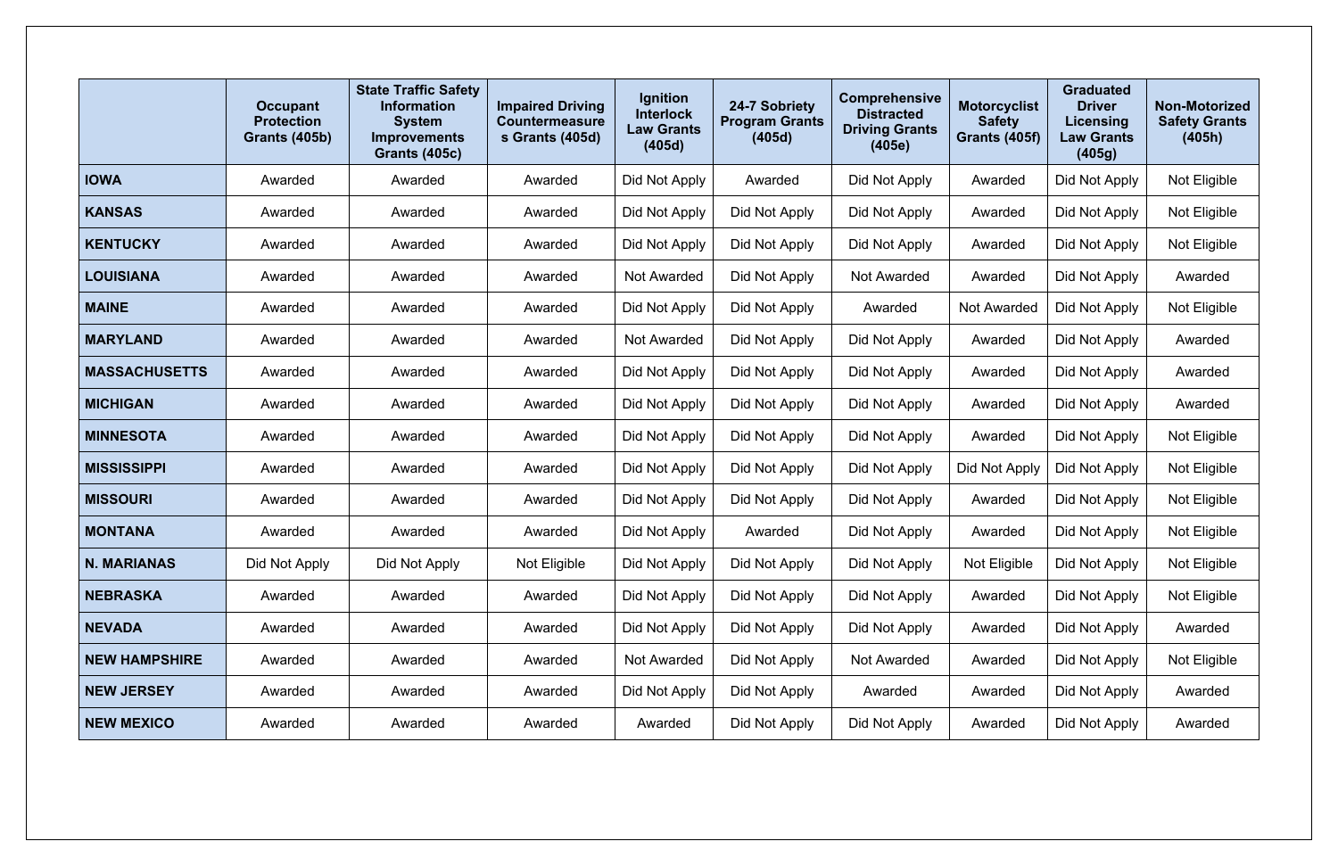| | Occupant Protection Grants (405b) | State Traffic Safety Information System Improvements Grants (405c) | Impaired Driving Countermeasures Grants (405d) | Ignition Interlock Law Grants (405d) | 24-7 Sobriety Program Grants (405d) | Comprehensive Distracted Driving Grants (405e) | Motorcyclist Safety Grants (405f) | Graduated Driver Licensing Law Grants (405g) | Non-Motorized Safety Grants (405h) |
|---|---|---|---|---|---|---|---|---|---|
| **IOWA** | Awarded | Awarded | Awarded | Did Not Apply | Awarded | Did Not Apply | Awarded | Did Not Apply | Not Eligible |
| **KANSAS** | Awarded | Awarded | Awarded | Did Not Apply | Did Not Apply | Did Not Apply | Awarded | Did Not Apply | Not Eligible |
| **KENTUCKY** | Awarded | Awarded | Awarded | Did Not Apply | Did Not Apply | Did Not Apply | Awarded | Did Not Apply | Not Eligible |
| **LOUISIANA** | Awarded | Awarded | Awarded | Not Awarded | Did Not Apply | Not Awarded | Awarded | Did Not Apply | Awarded |
| **MAINE** | Awarded | Awarded | Awarded | Did Not Apply | Did Not Apply | Awarded | Not Awarded | Did Not Apply | Not Eligible |
| **MARYLAND** | Awarded | Awarded | Awarded | Not Awarded | Did Not Apply | Did Not Apply | Awarded | Did Not Apply | Awarded |
| **MASSACHUSETTS** | Awarded | Awarded | Awarded | Did Not Apply | Did Not Apply | Did Not Apply | Awarded | Did Not Apply | Awarded |
| **MICHIGAN** | Awarded | Awarded | Awarded | Did Not Apply | Did Not Apply | Did Not Apply | Awarded | Did Not Apply | Awarded |
| **MINNESOTA** | Awarded | Awarded | Awarded | Did Not Apply | Did Not Apply | Did Not Apply | Awarded | Did Not Apply | Not Eligible |
| **MISSISSIPPI** | Awarded | Awarded | Awarded | Did Not Apply | Did Not Apply | Did Not Apply | Did Not Apply | Did Not Apply | Not Eligible |
| **MISSOURI** | Awarded | Awarded | Awarded | Did Not Apply | Did Not Apply | Did Not Apply | Awarded | Did Not Apply | Not Eligible |
| **MONTANA** | Awarded | Awarded | Awarded | Did Not Apply | Awarded | Did Not Apply | Awarded | Did Not Apply | Not Eligible |
| **N. MARIANAS** | Did Not Apply | Did Not Apply | Not Eligible | Did Not Apply | Did Not Apply | Did Not Apply | Not Eligible | Did Not Apply | Not Eligible |
| **NEBRASKA** | Awarded | Awarded | Awarded | Did Not Apply | Did Not Apply | Did Not Apply | Awarded | Did Not Apply | Not Eligible |
| **NEVADA** | Awarded | Awarded | Awarded | Did Not Apply | Did Not Apply | Did Not Apply | Awarded | Did Not Apply | Awarded |
| **NEW HAMPSHIRE** | Awarded | Awarded | Awarded | Not Awarded | Did Not Apply | Not Awarded | Awarded | Did Not Apply | Not Eligible |
| **NEW JERSEY** | Awarded | Awarded | Awarded | Did Not Apply | Did Not Apply | Awarded | Awarded | Did Not Apply | Awarded |
| **NEW MEXICO** | Awarded | Awarded | Awarded | Awarded | Did Not Apply | Did Not Apply | Awarded | Did Not Apply | Awarded |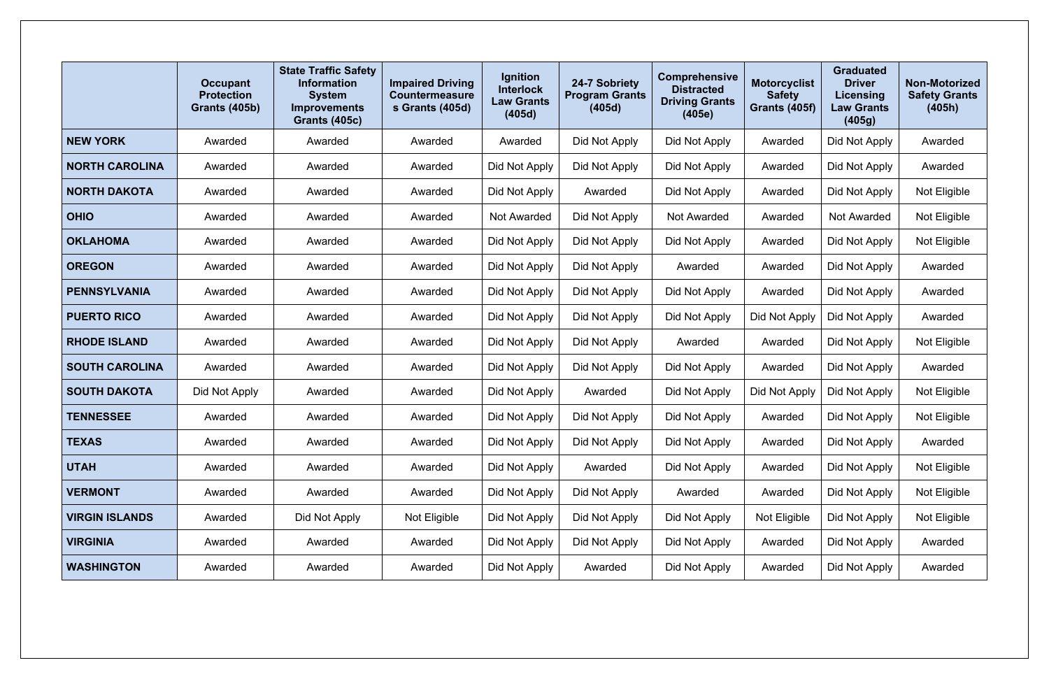| | Occupant Protection Grants (405b) | State Traffic Safety Information System Improvements Grants (405c) | Impaired Driving Countermeasures Grants (405d) | Ignition Interlock Law Grants (405d) | 24-7 Sobriety Program Grants (405d) | Comprehensive Distracted Driving Grants (405e) | Motorcyclist Safety Grants (405f) | Graduated Driver Licensing Law Grants (405g) | Non-Motorized Safety Grants (405h) |
|---|---|---|---|---|---|---|---|---|---|
| **NEW YORK** | Awarded | Awarded | Awarded | Awarded | Did Not Apply | Did Not Apply | Awarded | Did Not Apply | Awarded |
| **NORTH CAROLINA** | Awarded | Awarded | Awarded | Did Not Apply | Did Not Apply | Did Not Apply | Awarded | Did Not Apply | Awarded |
| **NORTH DAKOTA** | Awarded | Awarded | Awarded | Did Not Apply | Awarded | Did Not Apply | Awarded | Did Not Apply | Not Eligible |
| **OHIO** | Awarded | Awarded | Awarded | Not Awarded | Did Not Apply | Not Awarded | Awarded | Not Awarded | Not Eligible |
| **OKLAHOMA** | Awarded | Awarded | Awarded | Did Not Apply | Did Not Apply | Did Not Apply | Awarded | Did Not Apply | Not Eligible |
| **OREGON** | Awarded | Awarded | Awarded | Did Not Apply | Did Not Apply | Awarded | Awarded | Did Not Apply | Awarded |
| **PENNSYLVANIA** | Awarded | Awarded | Awarded | Did Not Apply | Did Not Apply | Did Not Apply | Awarded | Did Not Apply | Awarded |
| **PUERTO RICO** | Awarded | Awarded | Awarded | Did Not Apply | Did Not Apply | Did Not Apply | Did Not Apply | Did Not Apply | Awarded |
| **RHODE ISLAND** | Awarded | Awarded | Awarded | Did Not Apply | Did Not Apply | Awarded | Awarded | Did Not Apply | Not Eligible |
| **SOUTH CAROLINA** | Awarded | Awarded | Awarded | Did Not Apply | Did Not Apply | Did Not Apply | Awarded | Did Not Apply | Awarded |
| **SOUTH DAKOTA** | Did Not Apply | Awarded | Awarded | Did Not Apply | Awarded | Did Not Apply | Did Not Apply | Did Not Apply | Not Eligible |
| **TENNESSEE** | Awarded | Awarded | Awarded | Did Not Apply | Did Not Apply | Did Not Apply | Awarded | Did Not Apply | Not Eligible |
| **TEXAS** | Awarded | Awarded | Awarded | Did Not Apply | Did Not Apply | Did Not Apply | Awarded | Did Not Apply | Awarded |
| **UTAH** | Awarded | Awarded | Awarded | Did Not Apply | Awarded | Did Not Apply | Awarded | Did Not Apply | Not Eligible |
| **VERMONT** | Awarded | Awarded | Awarded | Did Not Apply | Did Not Apply | Awarded | Awarded | Did Not Apply | Not Eligible |
| **VIRGIN ISLANDS** | Awarded | Did Not Apply | Not Eligible | Did Not Apply | Did Not Apply | Did Not Apply | Not Eligible | Did Not Apply | Not Eligible |
| **VIRGINIA** | Awarded | Awarded | Awarded | Did Not Apply | Did Not Apply | Did Not Apply | Awarded | Did Not Apply | Awarded |
| **WASHINGTON** | Awarded | Awarded | Awarded | Did Not Apply | Awarded | Did Not Apply | Awarded | Did Not Apply | Awarded |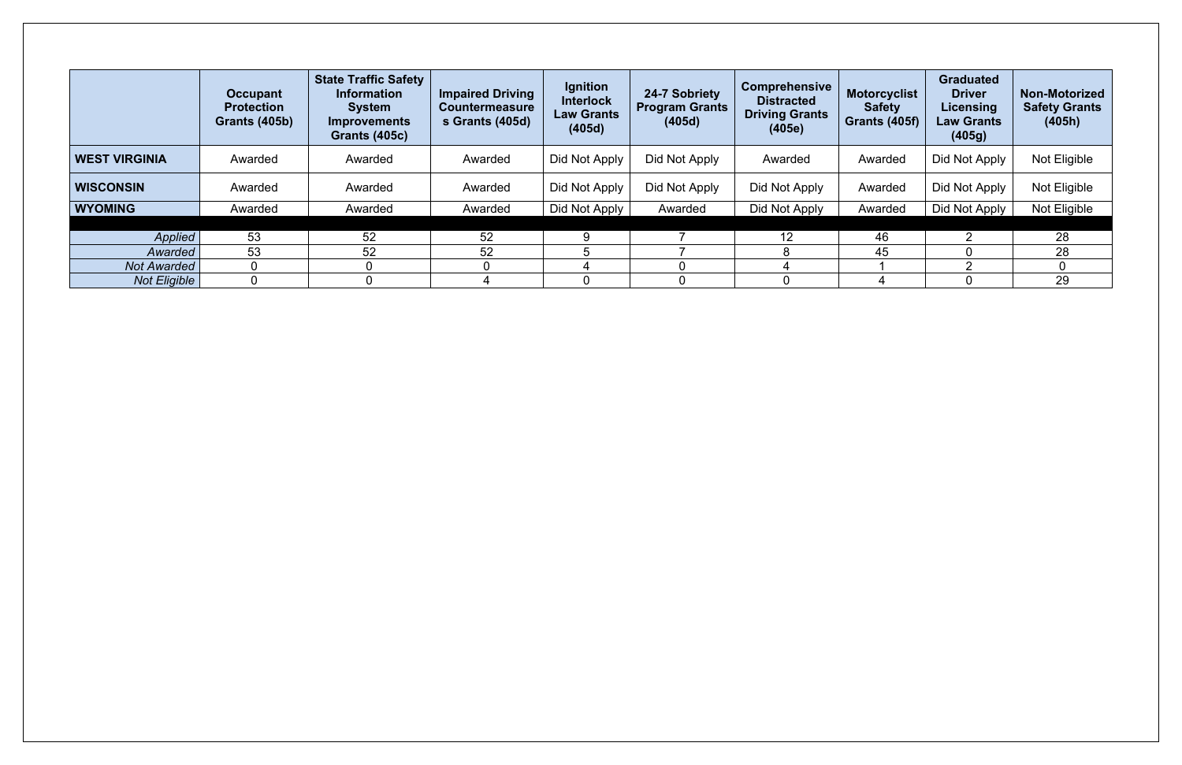| | Occupant Protection Grants (405b) | State Traffic Safety Information System Improvements Grants (405c) | Impaired Driving Countermeasures Grants (405d) | Ignition Interlock Law Grants (405d) | 24-7 Sobriety Program Grants (405d) | Comprehensive Distracted Driving Grants (405e) | Motorcyclist Safety Grants (405f) | Graduated Driver Licensing Law Grants (405g) | Non-Motorized Safety Grants (405h) |
|---|---|---|---|---|---|---|---|---|---|
| **WEST VIRGINIA** | Awarded | Awarded | Awarded | Did Not Apply | Did Not Apply | Awarded | Awarded | Did Not Apply | Not Eligible |
| **WISCONSIN** | Awarded | Awarded | Awarded | Did Not Apply | Did Not Apply | Did Not Apply | Awarded | Did Not Apply | Not Eligible |
| **WYOMING** | Awarded | Awarded | Awarded | Did Not Apply | Awarded | Did Not Apply | Awarded | Did Not Apply | Not Eligible |
| | | | | | | | | | |
| *Applied* | 53 | 52 | 52 | 9 | 7 | 12 | 46 | 2 | 28 |
| *Awarded* | 53 | 52 | 52 | 5 | 7 | 8 | 45 | 0 | 28 |
| *Not Awarded* | 0 | 0 | 0 | 4 | 0 | 4 | 1 | 2 | 0 |
| *Not Eligible* | 0 | 0 | 4 | 0 | 0 | 0 | 4 | 0 | 29 |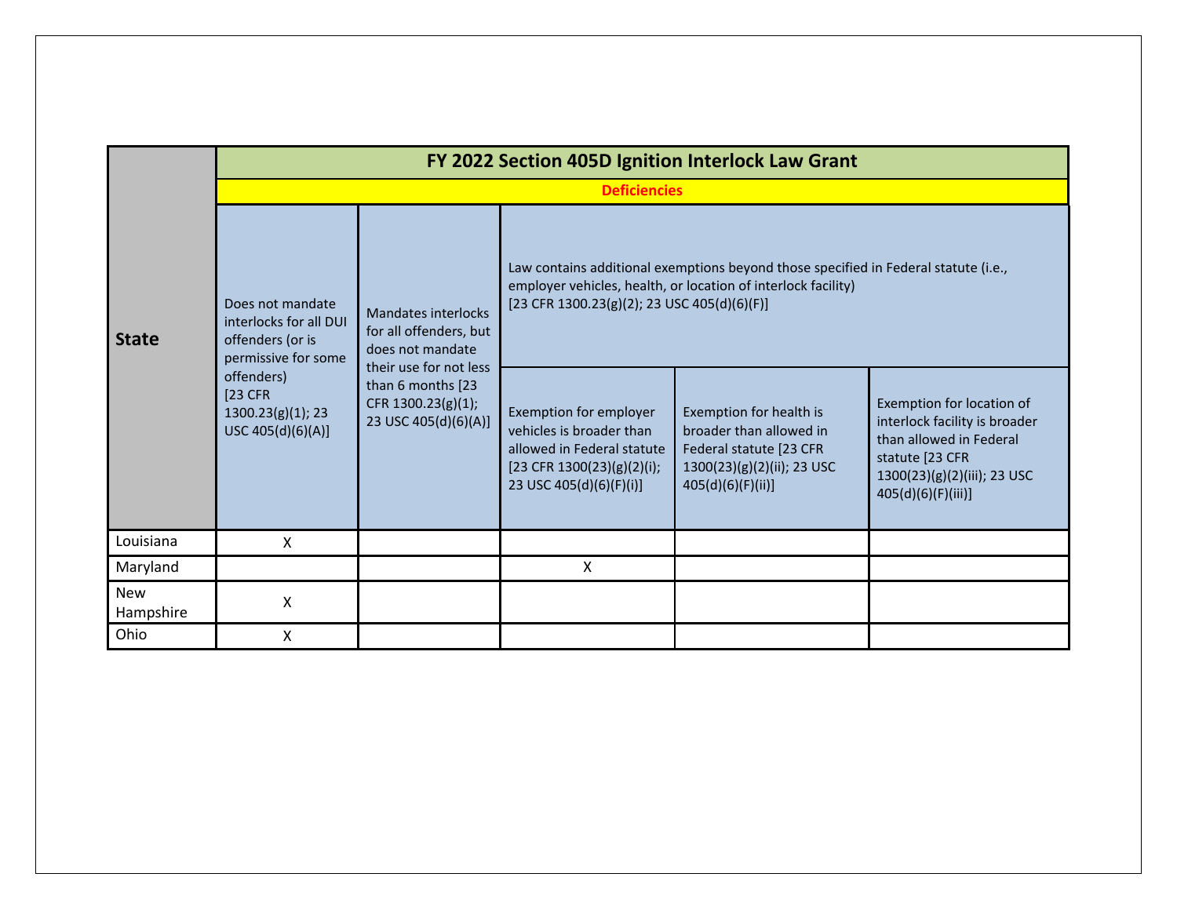| State | FY 2022 Section 405D Ignition Interlock Law Grant | | | | |
|---|---|---|---|---|---|
| | Deficiencies | | | | |
| | Does not mandate interlocks for all DUI offenders (or is permissive for some offenders) [23 CFR 1300.23(g)(1); 23 USC 405(d)(6)(A)] | Mandates interlocks for all offenders, but does not mandate their use for not less than 6 months [23 CFR 1300.23(g)(1); 23 USC 405(d)(6)(A)] | Law contains additional exemptions beyond those specified in Federal statute (i.e., employer vehicles, health, or location of interlock facility) [23 CFR 1300.23(g)(2); 23 USC 405(d)(6)(F)] | | |
| | | | Exemption for employer vehicles is broader than allowed in Federal statute [23 CFR 1300(23)(g)(2)(i); 23 USC 405(d)(6)(F)(i)] | Exemption for health is broader than allowed in Federal statute [23 CFR 1300(23)(g)(2)(ii); 23 USC 405(d)(6)(F)(ii)] | Exemption for location of interlock facility is broader than allowed in Federal statute [23 CFR 1300(23)(g)(2)(iii); 23 USC 405(d)(6)(F)(iii)] |
| Louisiana | X | | | | |
| Maryland | | | X | | |
| New Hampshire | X | | | | |
| Ohio | X | | | | |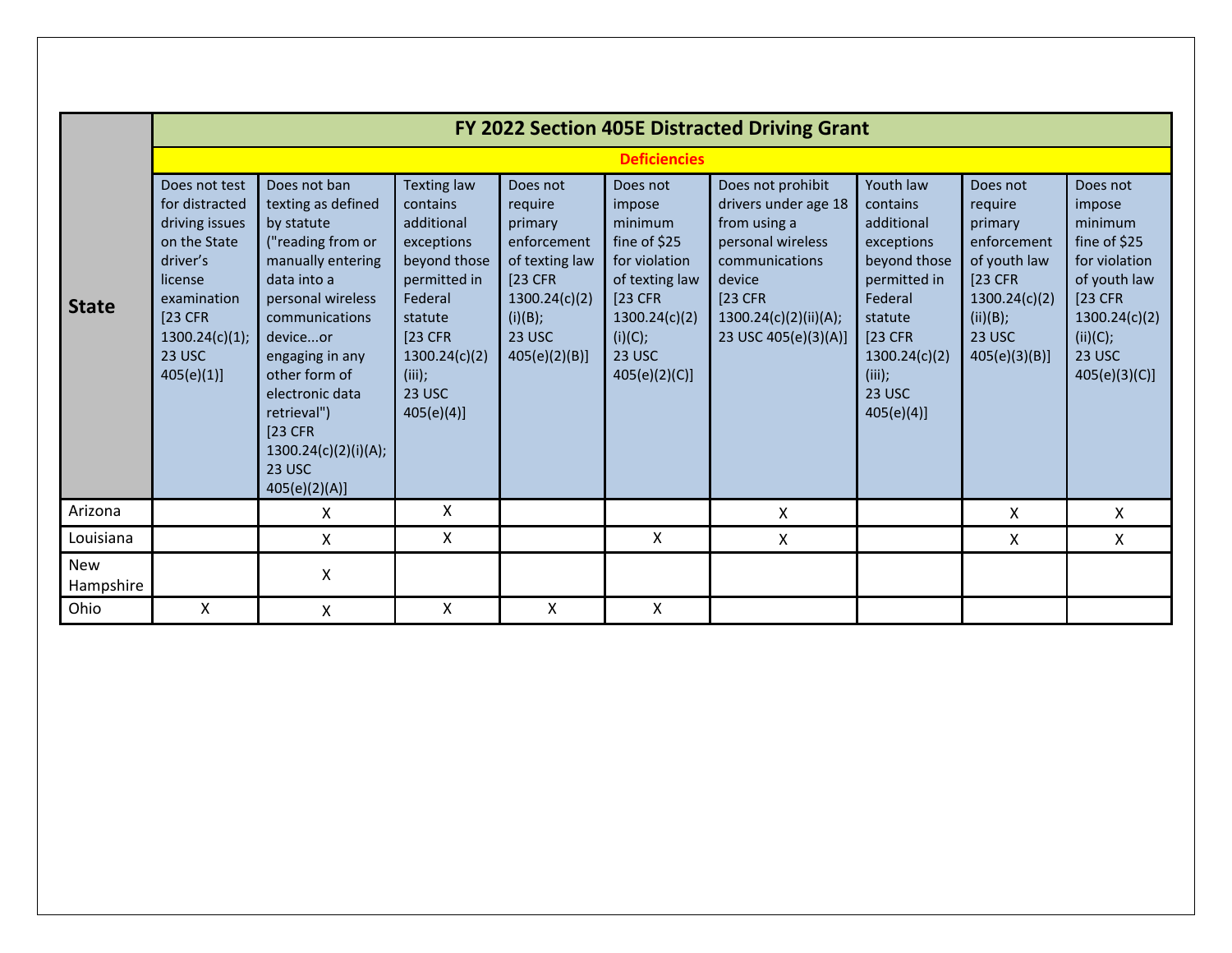| State | FY 2022 Section 405E Distracted Driving Grant | | | | | | | | |
|---|---|---|---|---|---|---|---|---|---|
| | Deficiencies | | | | | | | | |
| | Does not test for distracted driving issues on the State driver's license examination [23 CFR 1300.24(c)(1); 23 USC 405(e)(1)] | Does not ban texting as defined by statute ("reading from or manually entering data into a personal wireless communications device...or engaging in any other form of electronic data retrieval") [23 CFR 1300.24(c)(2)(i)(A); 23 USC 405(e)(2)(A)] | Texting law contains additional exceptions beyond those permitted in Federal statute [23 CFR 1300.24(c)(2)(iii); 23 USC 405(e)(4)] | Does not require primary enforcement of texting law [23 CFR 1300.24(c)(2)(i)(B); 23 USC 405(e)(2)(B)] | Does not impose minimum fine of $25 for violation of texting law [23 CFR 1300.24(c)(2)(i)(C); 23 USC 405(e)(2)(C)] | Does not prohibit drivers under age 18 from using a personal wireless communications device [23 CFR 1300.24(c)(2)(ii)(A); 23 USC 405(e)(3)(A)] | Youth law contains additional exceptions beyond those permitted in Federal statute [23 CFR 1300.24(c)(2)(iii); 23 USC 405(e)(4)] | Does not require primary enforcement of youth law [23 CFR 1300.24(c)(2)(ii)(B); 23 USC 405(e)(3)(B)] | Does not impose minimum fine of $25 for violation of youth law [23 CFR 1300.24(c)(2)(ii)(C); 23 USC 405(e)(3)(C)] |
| Arizona | | X | X | | | X | | X | X |
| Louisiana | | X | X | | X | X | | X | X |
| New Hampshire | | X | | | | | | | |
| Ohio | X | X | X | X | X | | | | |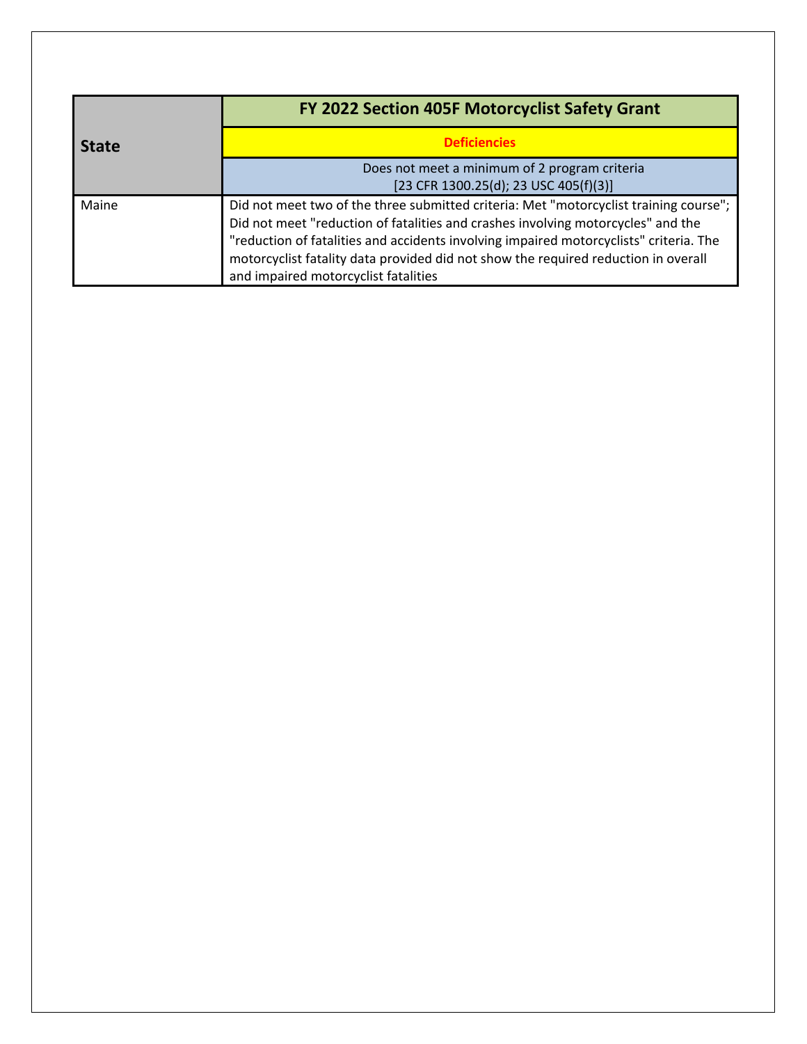| State | FY 2022 Section 405F Motorcyclist Safety Grant |
| --- | --- |
| | **Deficiencies** |
| | Does not meet a minimum of 2 program criteria [23 CFR 1300.25(d); 23 USC 405(f)(3)] |
| Maine | Did not meet two of the three submitted criteria: Met "motorcyclist training course"; Did not meet "reduction of fatalities and crashes involving motorcycles" and the "reduction of fatalities and accidents involving impaired motorcyclists" criteria. The motorcyclist fatality data provided did not show the required reduction in overall and impaired motorcyclist fatalities |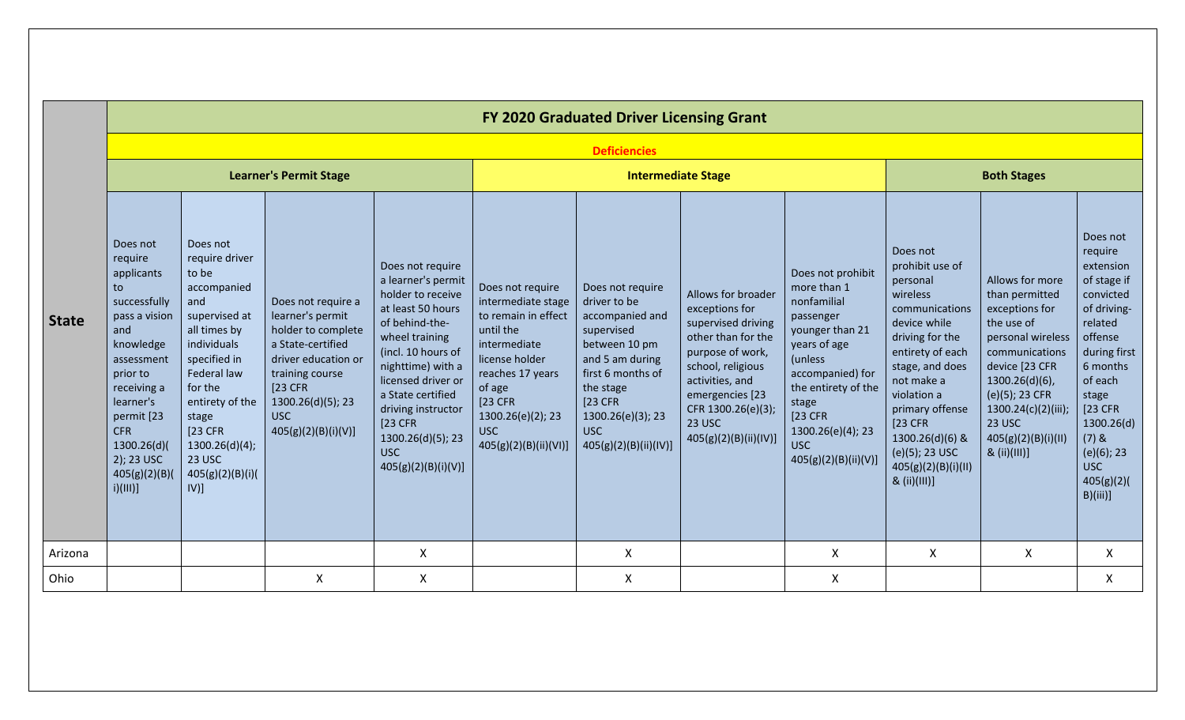| State | FY 2020 Graduated Driver Licensing Grant | | | | | | | | | | |
|---|---|---|---|---|---|---|---|---|---|---|---|
| | Deficiencies | | | | | | | | | | |
| | Learner's Permit Stage | | | | Intermediate Stage | | | | Both Stages | | |
| | Does not require applicants to successfully pass a vision and knowledge assessment prior to receiving a learner's permit [23 CFR 1300.26(d)(2); 23 USC 405(g)(2)(B)(i)(III)] | Does not require driver to be accompanied and supervised at all times by individuals specified in Federal law for the entirety of the stage [23 CFR 1300.26(d)(4); 23 USC 405(g)(2)(B)(i)(IV)] | Does not require a learner's permit holder to complete a State-certified driver education or training course [23 CFR 1300.26(d)(5); 23 USC 405(g)(2)(B)(i)(V)] | Does not require a learner's permit holder to receive at least 50 hours of behind-the-wheel training (incl. 10 hours of nighttime) with a licensed driver or a State certified driving instructor [23 CFR 1300.26(d)(5); 23 USC 405(g)(2)(B)(i)(V)] | Does not require intermediate stage to remain in effect until the intermediate license holder reaches 17 years of age [23 CFR 1300.26(e)(2); 23 USC 405(g)(2)(B)(ii)(VI)] | Does not require driver to be accompanied and supervised between 10 pm and 5 am during first 6 months of the stage [23 CFR 1300.26(e)(3); 23 USC 405(g)(2)(B)(ii)(IV)] | Allows for broader exceptions for supervised driving other than for the purpose of work, school, religious activities, and emergencies [23 CFR 1300.26(e)(3); 23 USC 405(g)(2)(B)(ii)(IV)] | Does not prohibit more than 1 nonfamilial passenger younger than 21 years of age (unless accompanied) for the entirety of the stage [23 CFR 1300.26(e)(4); 23 USC 405(g)(2)(B)(ii)(V)] | Does not prohibit use of personal wireless communications device while driving for the entirety of each stage, and does not make a violation a primary offense [23 CFR 1300.26(d)(6) & (e)(5); 23 USC 405(g)(2)(B)(i)(II) & (ii)(III)] | Allows for more than permitted exceptions for the use of personal wireless communications device [23 CFR 1300.26(d)(6), (e)(5); 23 CFR 1300.24(c)(2)(iii); 23 USC 405(g)(2)(B)(i)(II) & (ii)(III)] | Does not require extension of stage if convicted of driving-related offense during first 6 months of each stage [23 CFR 1300.26(d)(7) & (e)(6); 23 USC 405(g)(2)(B)(iii)] |
| Arizona | | | | X | | X | | X | X | X | X |
| Ohio | | | X | X | | X | | X | | | X |